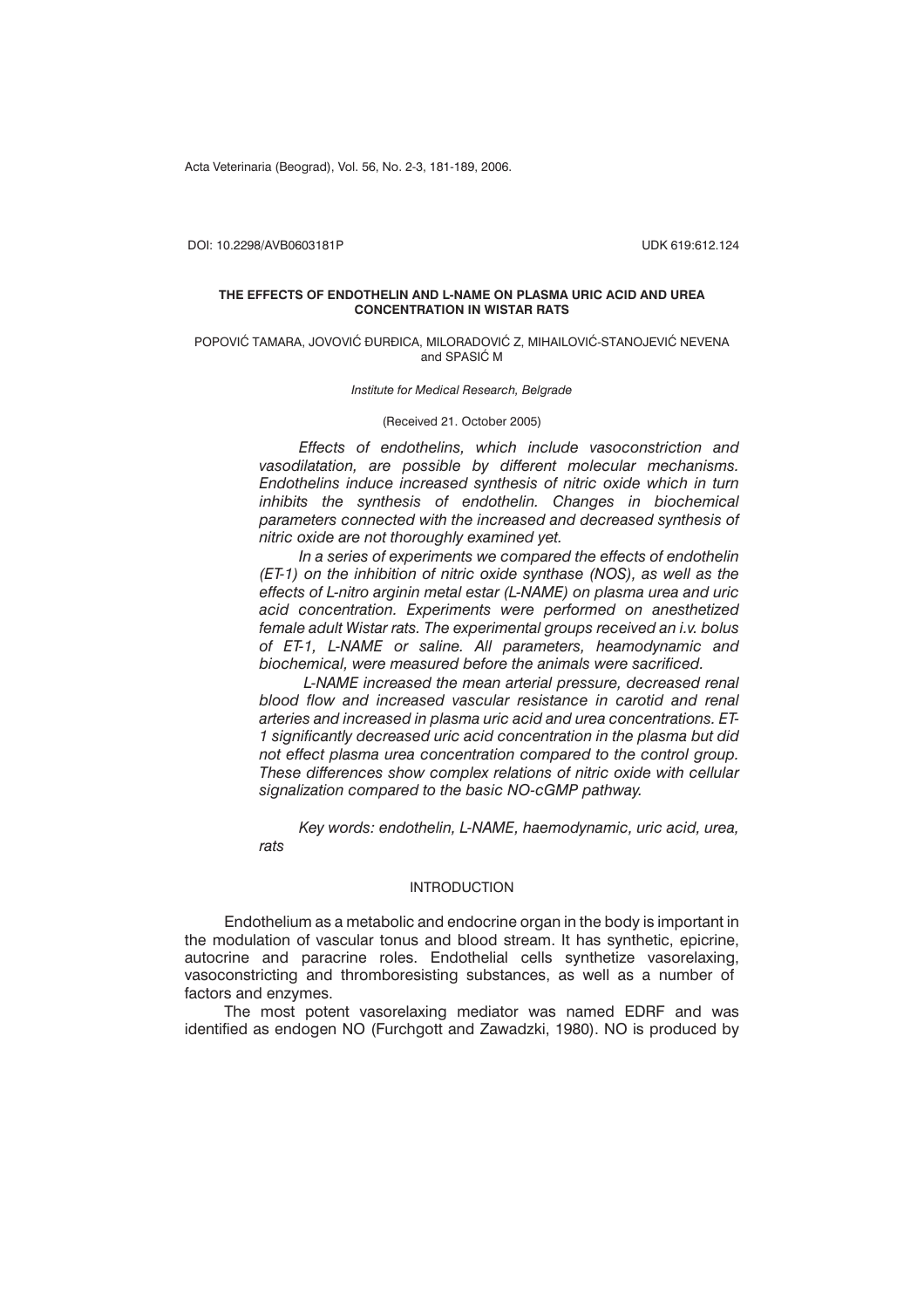Acta Veterinaria (Beograd), Vol. 56, No. 2-3, 181-189, 2006.

DOI: 10.2298/AVB0603181P UDK 619:612.124

# THE EFFECTS OF ENDOTHELIN AND L-NAME ON PLASMA URIC ACID AND UREA CONCENTRATION IN WISTAR RATS

POPOVIĆ TAMARA, JOVOVIĆ ĐURĐICA, MILORADOVIĆ Z, MIHAILOVIĆ-STANOJEVIĆ NEVENA and SPASIĆ M

*Institute for Medical Research, Belgrade*

(Received 21. October 2005)

*Effects of endothelins, which include vasoconstriction and vasodilatation, are possible by different molecular mechanisms. Endothelins induce increased synthesis of nitric oxide which in turn inhibits the synthesis of endothelin. Changes in biochemical parameters connected with the increased and decreased synthesis of nitric oxide are not thoroughly examined yet.*

*In a series of experiments we compared the effects of endothelin (ET-1) on the inhibition of nitric oxide synthase (NOS), as well as the effects of L-nitro arginin metal estar (L-NAME) on plasma urea and uric acid concentration. Experiments were performed on anesthetized female adult Wistar rats. The experimental groups received an i.v. bolus of ET-1, L-NAME or saline. All parameters, heamodynamic and biochemical, were measured before the animals were sacrificed.*

*L-NAME increased the mean arterial pressure, decreased renal blood flow and increased vascular resistance in carotid and renal arteries and increased in plasma uric acid and urea concentrations. ET-1 significantly decreased uric acid concentration in the plasma but did not effect plasma urea concentration compared to the control group. These differences show complex relations of nitric oxide with cellular signalization compared to the basic NO-cGMP pathway.*

*Key words: endothelin, L-NAME, haemodynamic, uric acid, urea, rats*

## INTRODUCTION

Endothelium as a metabolic and endocrine organ in the body is important in the modulation of vascular tonus and blood stream. It has synthetic, epicrine, autocrine and paracrine roles. Endothelial cells synthetize vasorelaxing, vasoconstricting and thromboresisting substances, as well as a number of factors and enzymes.

The most potent vasorelaxing mediator was named EDRF and was identified as endogen NO (Furchgott and Zawadzki, 1980). NO is produced by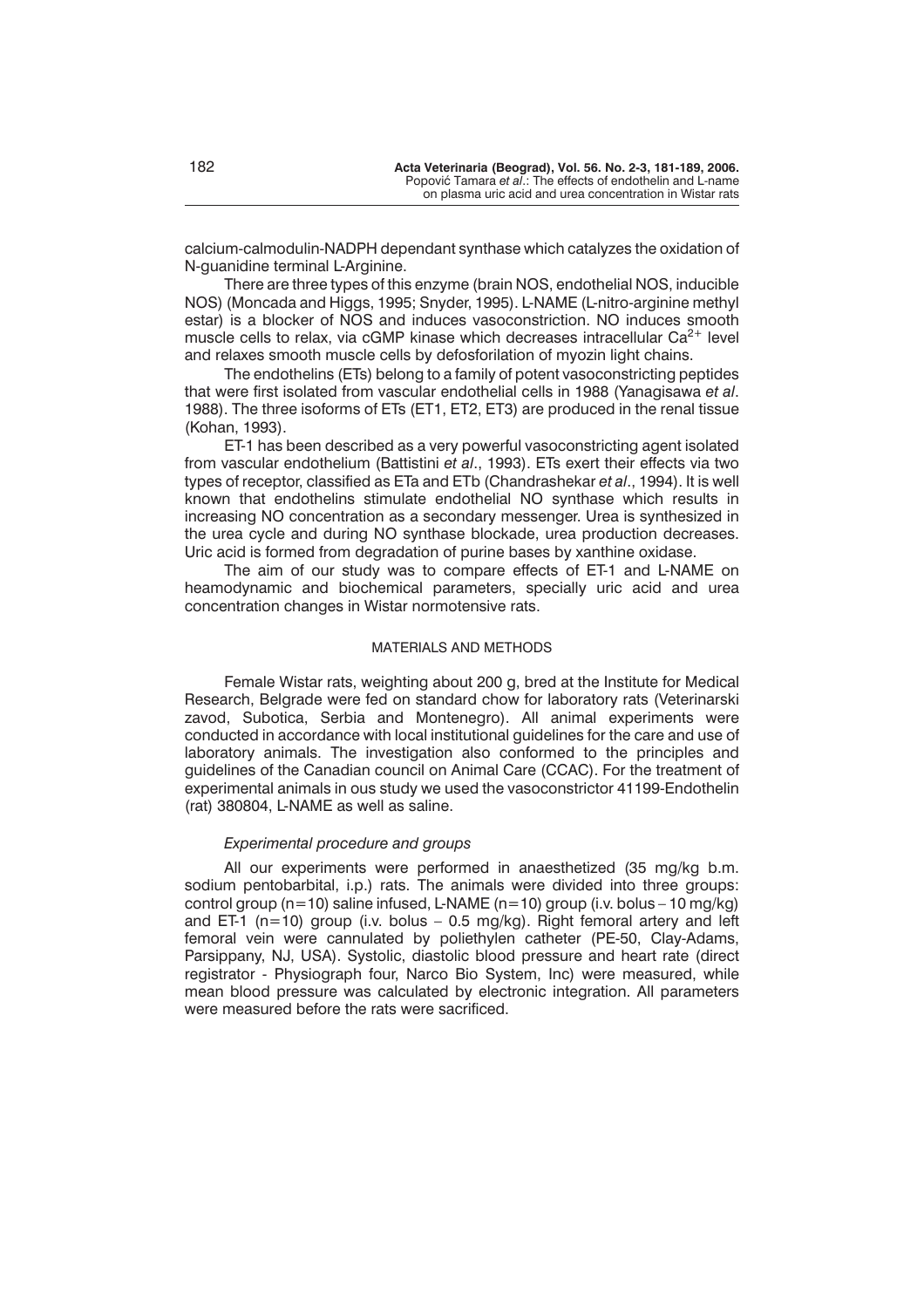calcium-calmodulin-NADPH dependant synthase which catalyzes the oxidation of N-guanidine terminal L-Arginine.

There are three types of this enzyme (brain NOS, endothelial NOS, inducible NOS) (Moncada and Higgs, 1995; Snyder, 1995). L-NAME (L-nitro-arginine methyl estar) is a blocker of NOS and induces vasoconstriction. NO induces smooth muscle cells to relax, via cGMP kinase which decreases intracellular $Ca^{2+}$ level and relaxes smooth muscle cells by defosforilation of myozin light chains.

The endothelins (ETs) belong to a family of potent vasoconstricting peptides that were first isolated from vascular endothelial cells in 1988 (Yanagisawa *et al*. 1988). The three isoforms of ETs (ET1, ET2, ET3) are produced in the renal tissue (Kohan, 1993).

ET-1 has been described as a very powerful vasoconstricting agent isolated from vascular endothelium (Battistini *et al*., 1993). ETs exert their effects via two types of receptor, classified as ETa and ETb (Chandrashekar *et al*., 1994). It is well known that endothelins stimulate endothelial NO synthase which results in increasing NO concentration as a secondary messenger. Urea is synthesized in the urea cycle and during NO synthase blockade, urea production decreases. Uric acid is formed from degradation of purine bases by xanthine oxidase.

The aim of our study was to compare effects of ET-1 and L-NAME on heamodynamic and biochemical parameters, specially uric acid and urea concentration changes in Wistar normotensive rats.

## MATERIALS AND METHODS

Female Wistar rats, weighting about 200 g, bred at the Institute for Medical Research, Belgrade were fed on standard chow for laboratory rats (Veterinarski zavod, Subotica, Serbia and Montenegro). All animal experiments were conducted in accordance with local institutional guidelines for the care and use of laboratory animals. The investigation also conformed to the principles and guidelines of the Canadian council on Animal Care (CCAC). For the treatment of experimental animals in ous study we used the vasoconstrictor 41199-Endothelin (rat) 380804, L-NAME as well as saline.

### *Experimental procedure and groups*

All our experiments were performed in anaesthetized (35 mg/kg b.m. sodium pentobarbital, i.p.) rats. The animals were divided into three groups: control group (n=10) saline infused, L-NAME (n=10) group (i.v. bolus – 10 mg/kg) and ET-1 (n=10) group (i.v. bolus – 0.5 mg/kg). Right femoral artery and left femoral vein were cannulated by poliethylen catheter (PE-50, Clay-Adams, Parsippany, NJ, USA). Systolic, diastolic blood pressure and heart rate (direct registrator - Physiograph four, Narco Bio System, Inc) were measured, while mean blood pressure was calculated by electronic integration. All parameters were measured before the rats were sacrificed.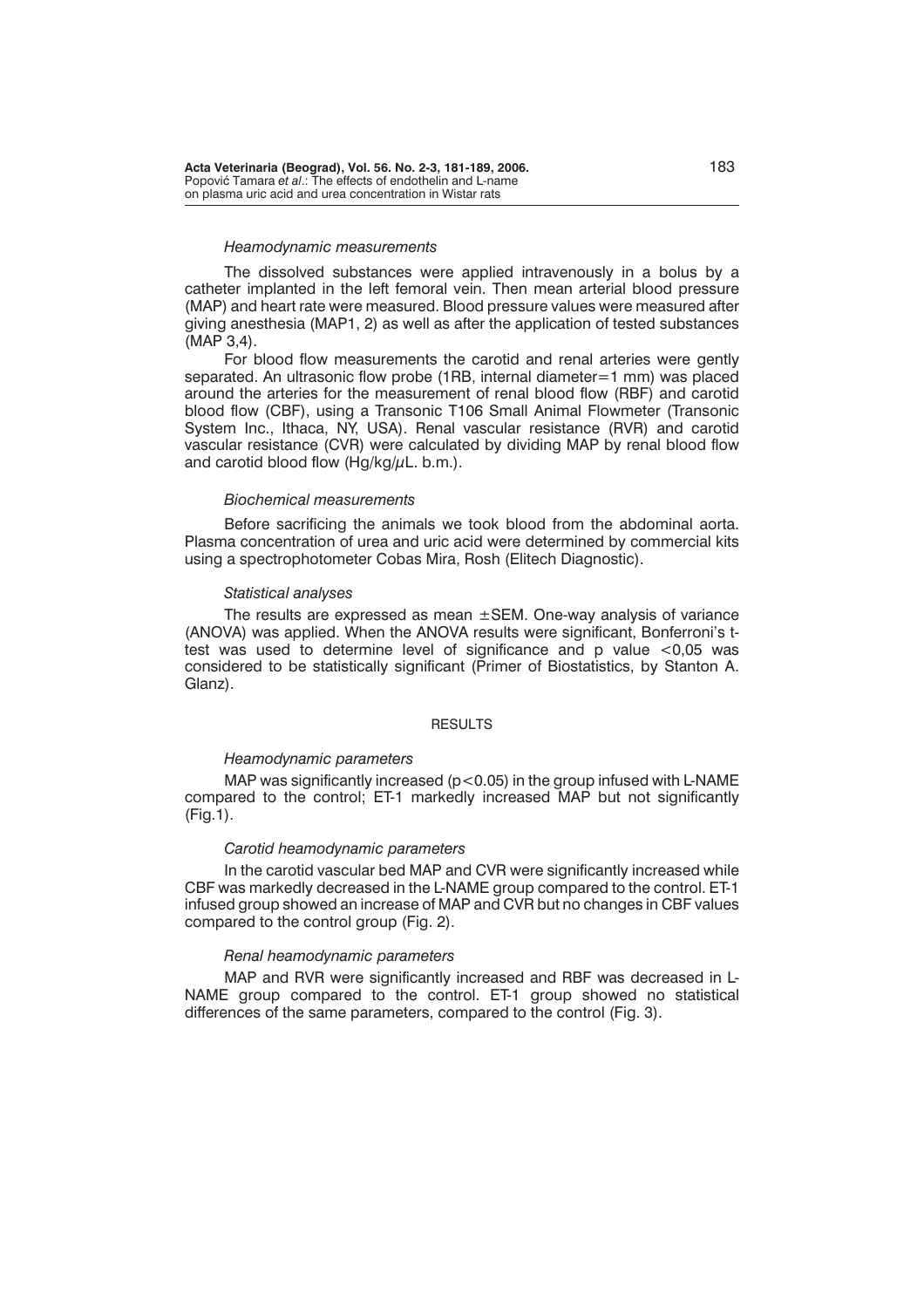*Heamodynamic measurements*

The dissolved substances were applied intravenously in a bolus by a catheter implanted in the left femoral vein. Then mean arterial blood pressure (MAP) and heart rate were measured. Blood pressure values were measured after giving anesthesia (MAP1, 2) as well as after the application of tested substances (MAP 3,4).

For blood flow measurements the carotid and renal arteries were gently separated. An ultrasonic flow probe (1RB, internal diameter=1 mm) was placed around the arteries for the measurement of renal blood flow (RBF) and carotid blood flow (CBF), using a Transonic T106 Small Animal Flowmeter (Transonic System Inc., Ithaca, NY, USA). Renal vascular resistance (RVR) and carotid vascular resistance (CVR) were calculated by dividing MAP by renal blood flow and carotid blood flow (Hg/kg/$\mu$L. b.m.).

*Biochemical measurements*

Before sacrificing the animals we took blood from the abdominal aorta. Plasma concentration of urea and uric acid were determined by commercial kits using a spectrophotometer Cobas Mira, Rosh (Elitech Diagnostic).

*Statistical analyses*

The results are expressed as mean $\pm$SEM. One-way analysis of variance (ANOVA) was applied. When the ANOVA results were significant, Bonferroni's t-test was used to determine level of significance and p value $<0,05$ was considered to be statistically significant (Primer of Biostatistics, by Stanton A. Glanz).

## RESULTS

*Heamodynamic parameters*

MAP was significantly increased ($p<0.05$) in the group infused with L-NAME compared to the control; ET-1 markedly increased MAP but not significantly (Fig.1).

*Carotid heamodynamic parameters*

In the carotid vascular bed MAP and CVR were significantly increased while CBF was markedly decreased in the L-NAME group compared to the control. ET-1 infused group showed an increase of MAP and CVR but no changes in CBF values compared to the control group (Fig. 2).

*Renal heamodynamic parameters*

MAP and RVR were significantly increased and RBF was decreased in L-NAME group compared to the control. ET-1 group showed no statistical differences of the same parameters, compared to the control (Fig. 3).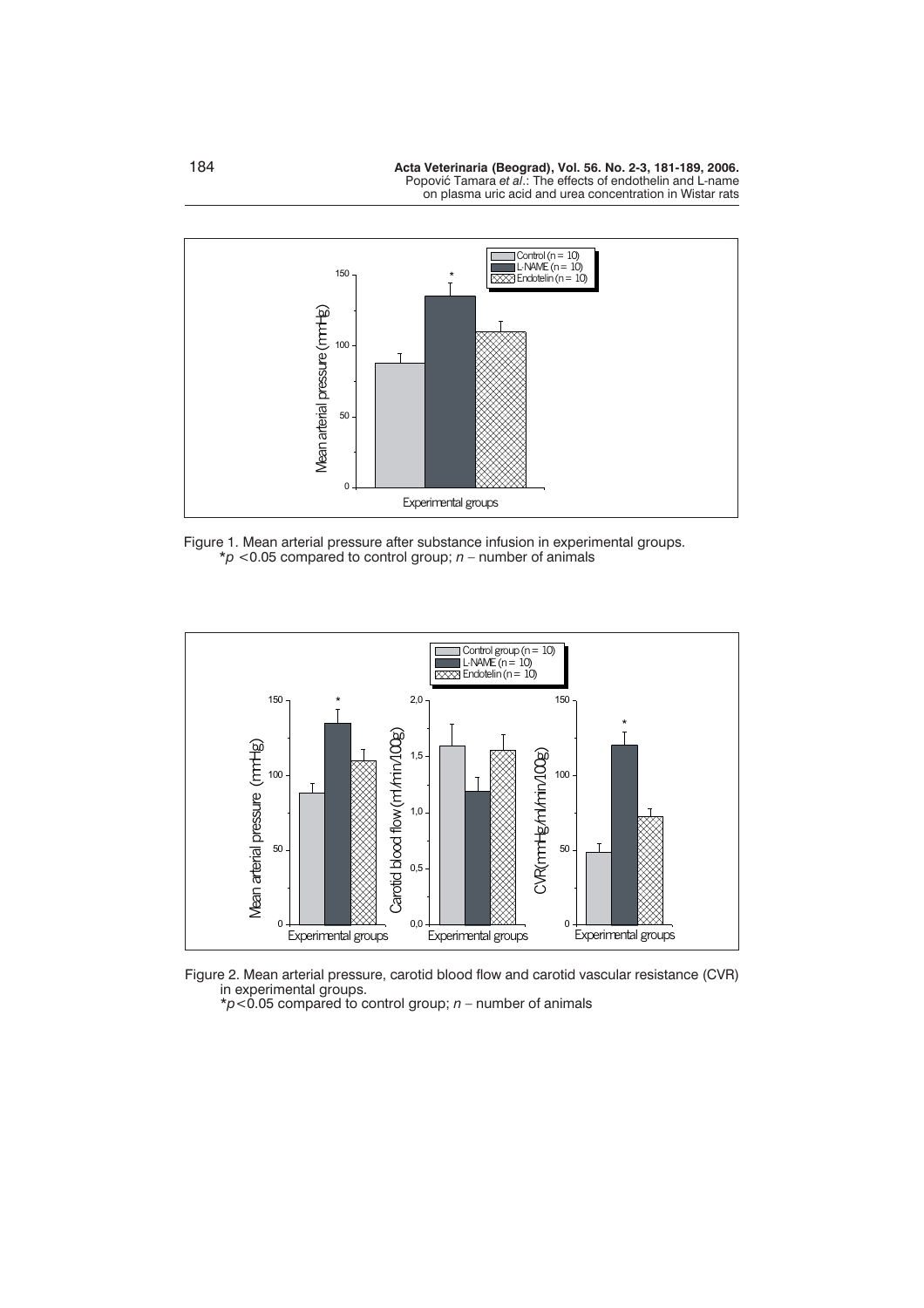Figure 1. Mean arterial pressure after substance infusion in experimental groups.
*$p < 0.05$ compared to control group; $n$ – number of animals

Figure 2. Mean arterial pressure, carotid blood flow and carotid vascular resistance (CVR) in experimental groups.
*$p < 0.05$ compared to control group; $n$ – number of animals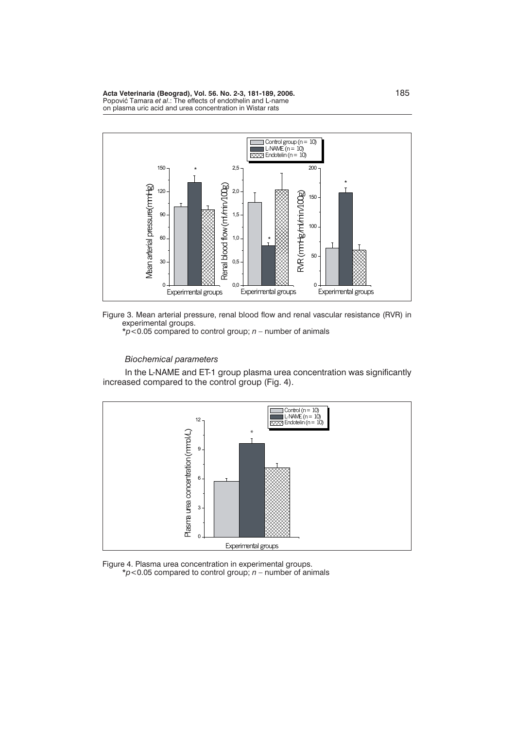Figure 3. Mean arterial pressure, renal blood flow and renal vascular resistance (RVR) in experimental groups.
*$p<0.05$ compared to control group; $n$ – number of animals

*Biochemical parameters*

In the L-NAME and ET-1 group plasma urea concentration was significantly increased compared to the control group (Fig. 4).

Figure 4. Plasma urea concentration in experimental groups.
*$p<0.05$ compared to control group; $n$ – number of animals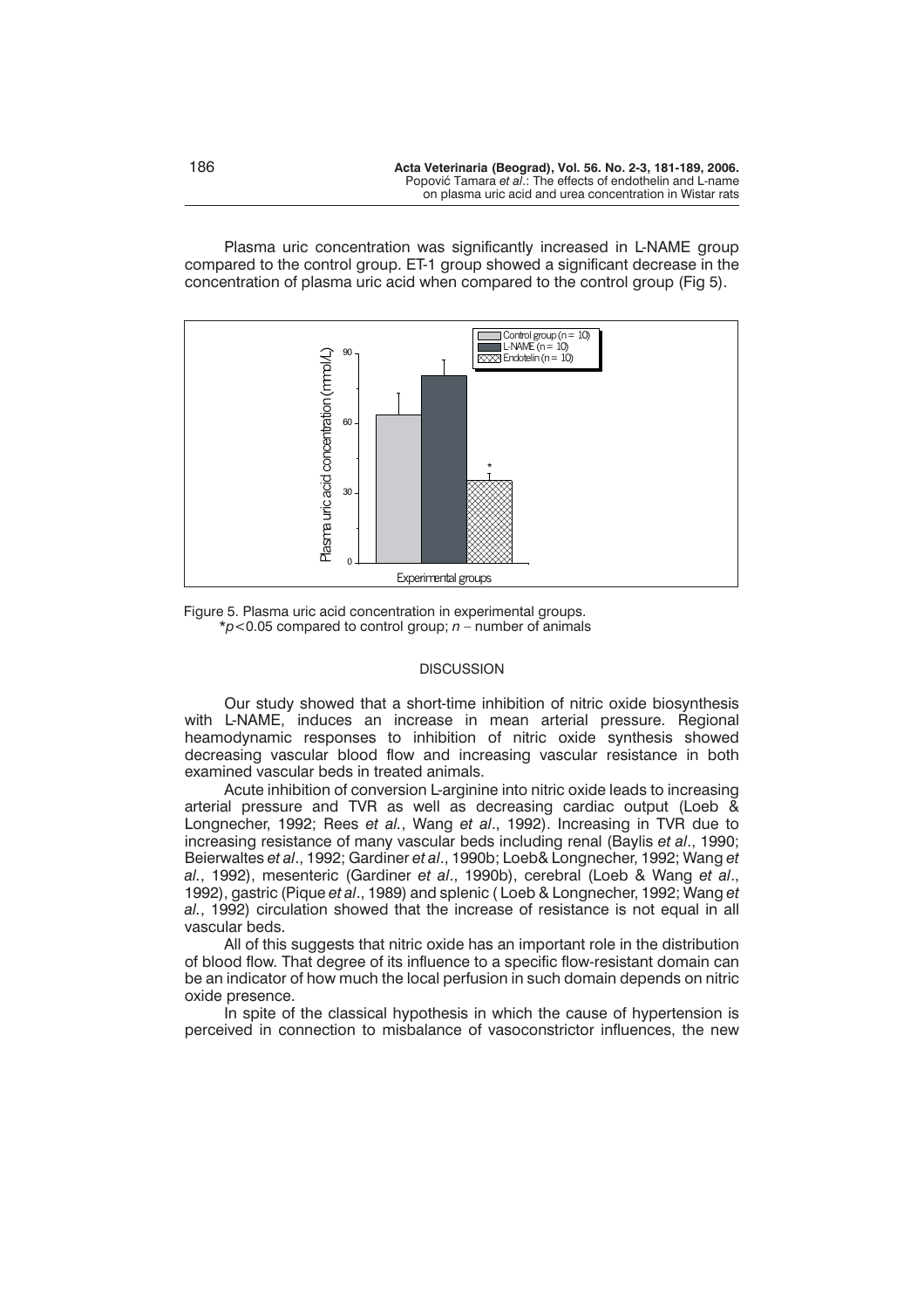Plasma uric concentration was significantly increased in L-NAME group compared to the control group. ET-1 group showed a significant decrease in the concentration of plasma uric acid when compared to the control group (Fig 5).

Figure 5. Plasma uric acid concentration in experimental groups.
$^*p<0.05$ compared to control group; $n$ – number of animals

## DISCUSSION

Our study showed that a short-time inhibition of nitric oxide biosynthesis with L-NAME, induces an increase in mean arterial pressure. Regional heamodynamic responses to inhibition of nitric oxide synthesis showed decreasing vascular blood flow and increasing vascular resistance in both examined vascular beds in treated animals.

Acute inhibition of conversion L-arginine into nitric oxide leads to increasing arterial pressure and TVR as well as decreasing cardiac output (Loeb & Longnecher, 1992; Rees *et al.*, Wang *et al*., 1992). Increasing in TVR due to increasing resistance of many vascular beds including renal (Baylis *et al*., 1990; Beierwaltes *et al*., 1992; Gardiner *et al*., 1990b; Loeb& Longnecher, 1992; Wang *et al.*, 1992), mesenteric (Gardiner *et al*., 1990b), cerebral (Loeb & Wang *et al*., 1992), gastric (Pique *et al*., 1989) and splenic ( Loeb & Longnecher, 1992; Wang *et al.*, 1992) circulation showed that the increase of resistance is not equal in all vascular beds.

All of this suggests that nitric oxide has an important role in the distribution of blood flow. That degree of its influence to a specific flow-resistant domain can be an indicator of how much the local perfusion in such domain depends on nitric oxide presence.

In spite of the classical hypothesis in which the cause of hypertension is perceived in connection to misbalance of vasoconstrictor influences, the new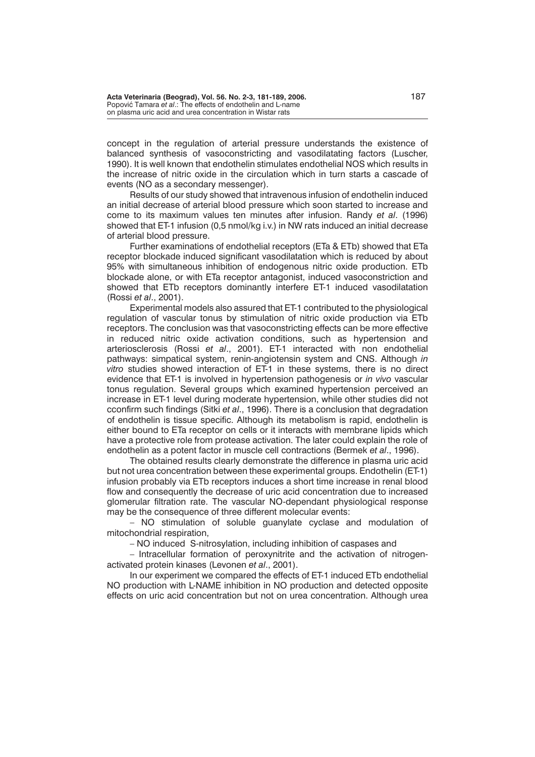concept in the regulation of arterial pressure understands the existence of balanced synthesis of vasoconstricting and vasodilatating factors (Luscher, 1990). It is well known that endothelin stimulates endothelial NOS which results in the increase of nitric oxide in the circulation which in turn starts a cascade of events (NO as a secondary messenger).

Results of our study showed that intravenous infusion of endothelin induced an initial decrease of arterial blood pressure which soon started to increase and come to its maximum values ten minutes after infusion. Randy *et al*. (1996) showed that ET-1 infusion (0,5 nmol/kg i.v.) in NW rats induced an initial decrease of arterial blood pressure.

Further examinations of endothelial receptors (ETa & ETb) showed that ETa receptor blockade induced significant vasodilatation which is reduced by about 95% with simultaneous inhibition of endogenous nitric oxide production. ETb blockade alone, or with ETa receptor antagonist, induced vasoconstriction and showed that ETb receptors dominantly interfere ET-1 induced vasodilatation (Rossi *et al*., 2001).

Experimental models also assured that ET-1 contributed to the physiological regulation of vascular tonus by stimulation of nitric oxide production via ETb receptors. The conclusion was that vasoconstricting effects can be more effective in reduced nitric oxide activation conditions, such as hypertension and arteriosclerosis (Rossi *et al*., 2001). ET-1 interacted with non endothelial pathways: simpatical system, renin-angiotensin system and CNS. Although *in vitro* studies showed interaction of ET-1 in these systems, there is no direct evidence that ET-1 is involved in hypertension pathogenesis or *in vivo* vascular tonus regulation. Several groups which examined hypertension perceived an increase in ET-1 level during moderate hypertension, while other studies did not cconfirm such findings (Sitki *et al*., 1996). There is a conclusion that degradation of endothelin is tissue specific. Although its metabolism is rapid, endothelin is either bound to ETa receptor on cells or it interacts with membrane lipids which have a protective role from protease activation. The later could explain the role of endothelin as a potent factor in muscle cell contractions (Bermek *et al*., 1996).

The obtained results clearly demonstrate the difference in plasma uric acid but not urea concentration between these experimental groups. Endothelin (ET-1) infusion probably via ETb receptors induces a short time increase in renal blood flow and consequently the decrease of uric acid concentration due to increased glomerular filtration rate. The vascular NO-dependant physiological response may be the consequence of three different molecular events:

– NO stimulation of soluble guanylate cyclase and modulation of mitochondrial respiration,

– NO induced S-nitrosylation, including inhibition of caspases and

– Intracellular formation of peroxynitrite and the activation of nitrogen-activated protein kinases (Levonen *et al*., 2001).

In our experiment we compared the effects of ET-1 induced ETb endothelial NO production with L-NAME inhibition in NO production and detected opposite effects on uric acid concentration but not on urea concentration. Although urea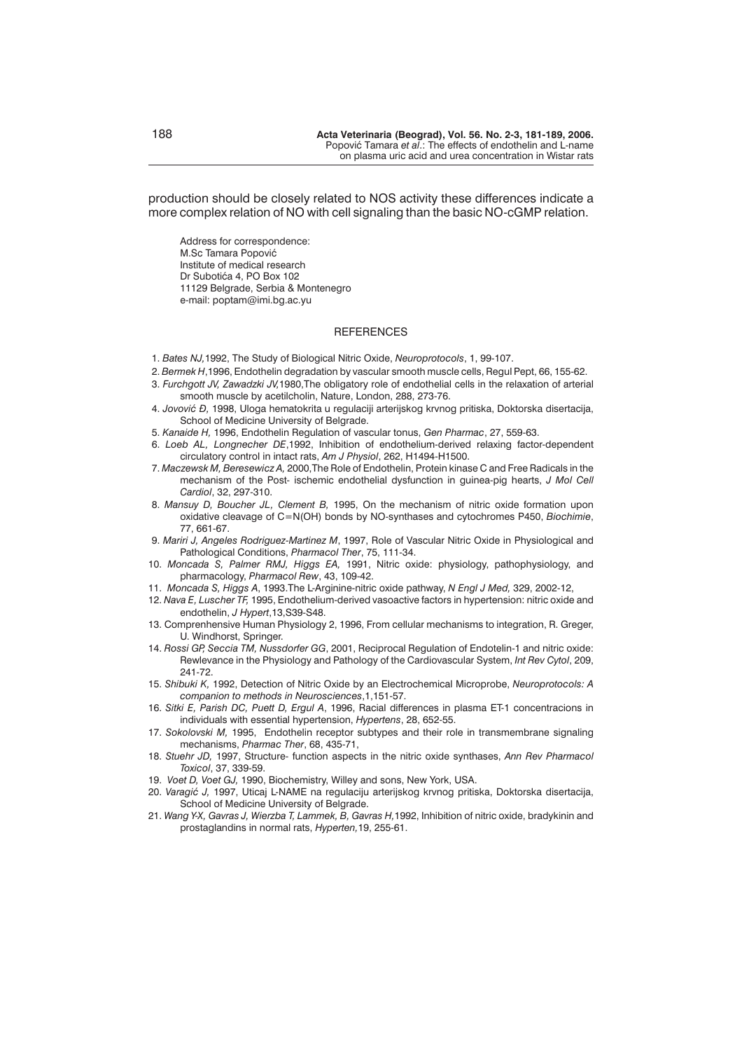production should be closely related to NOS activity these differences indicate a more complex relation of NO with cell signaling than the basic NO-cGMP relation.

Address for correspondence:
M.Sc Tamara Popović
Institute of medical research
Dr Subotića 4, PO Box 102
11129 Belgrade, Serbia & Montenegro
e-mail: poptam@imi.bg.ac.yu

## REFERENCES

1. *Bates NJ,*1992, The Study of Biological Nitric Oxide, *Neuroprotocols*, 1, 99-107.
2. *Bermek H*,1996, Endothelin degradation by vascular smooth muscle cells, Regul Pept, 66, 155-62.
3. *Furchgott JV, Zawadzki JV,*1980,The obligatory role of endothelial cells in the relaxation of arterial smooth muscle by acetilcholin, Nature, London, 288, 273-76.
4. *Jovović Đ,* 1998, Uloga hematokrita u regulaciji arterijskog krvnog pritiska, Doktorska disertacija, School of Medicine University of Belgrade.
5. *Kanaide H,* 1996, Endothelin Regulation of vascular tonus, *Gen Pharmac*, 27, 559-63.
6. *Loeb AL, Longnecher DE*,1992, Inhibition of endothelium-derived relaxing factor-dependent circulatory control in intact rats, *Am J Physiol*, 262, H1494-H1500.
7. *Maczewsk M, Beresewicz A,* 2000,The Role of Endothelin, Protein kinase C and Free Radicals in the mechanism of the Post- ischemic endothelial dysfunction in guinea-pig hearts, *J Mol Cell Cardiol*, 32, 297-310.
8. *Mansuy D, Boucher JL, Clement B,* 1995, On the mechanism of nitric oxide formation upon oxidative cleavage of C=N(OH) bonds by NO-synthases and cytochromes P450, *Biochimie*, 77, 661-67.
9. *Mariri J, Angeles Rodriguez-Martinez M*, 1997, Role of Vascular Nitric Oxide in Physiological and Pathological Conditions, *Pharmacol Ther*, 75, 111-34.
10. *Moncada S, Palmer RMJ, Higgs EA,* 1991, Nitric oxide: physiology, pathophysiology, and pharmacology, *Pharmacol Rew*, 43, 109-42.
11. *Moncada S, Higgs A*, 1993.The L-Arginine-nitric oxide pathway, *N Engl J Med,* 329, 2002-12,
12. *Nava E, Luscher TF,* 1995, Endothelium-derived vasoactive factors in hypertension: nitric oxide and endothelin, *J Hypert*,13,S39-S48.
13. Comprenhensive Human Physiology 2, 1996, From cellular mechanisms to integration, R. Greger, U. Windhorst, Springer.
14. *Rossi GP, Seccia TM, Nussdorfer GG*, 2001, Reciprocal Regulation of Endotelin-1 and nitric oxide: Rewlevance in the Physiology and Pathology of the Cardiovascular System, *Int Rev Cytol*, 209, 241-72.
15. *Shibuki K,* 1992, Detection of Nitric Oxide by an Electrochemical Microprobe, *Neuroprotocols: A companion to methods in Neurosciences*,1,151-57.
16. *Sitki E, Parish DC, Puett D, Ergul A*, 1996, Racial differences in plasma ET-1 concentracions in individuals with essential hypertension, *Hypertens*, 28, 652-55.
17. *Sokolovski M,* 1995, Endothelin receptor subtypes and their role in transmembrane signaling mechanisms, *Pharmac Ther*, 68, 435-71,
18. *Stuehr JD,* 1997, Structure- function aspects in the nitric oxide synthases, *Ann Rev Pharmacol Toxicol*, 37, 339-59.
19. *Voet D, Voet GJ,* 1990, Biochemistry, Willey and sons, New York, USA.
20. *Varagić J,* 1997, Uticaj L-NAME na regulaciju arterijskog krvnog pritiska, Doktorska disertacija, School of Medicine University of Belgrade.
21. *Wang Y-X, Gavras J, Wierzba T, Lammek, B, Gavras H,*1992, Inhibition of nitric oxide, bradykinin and prostaglandins in normal rats, *Hyperten,*19, 255-61.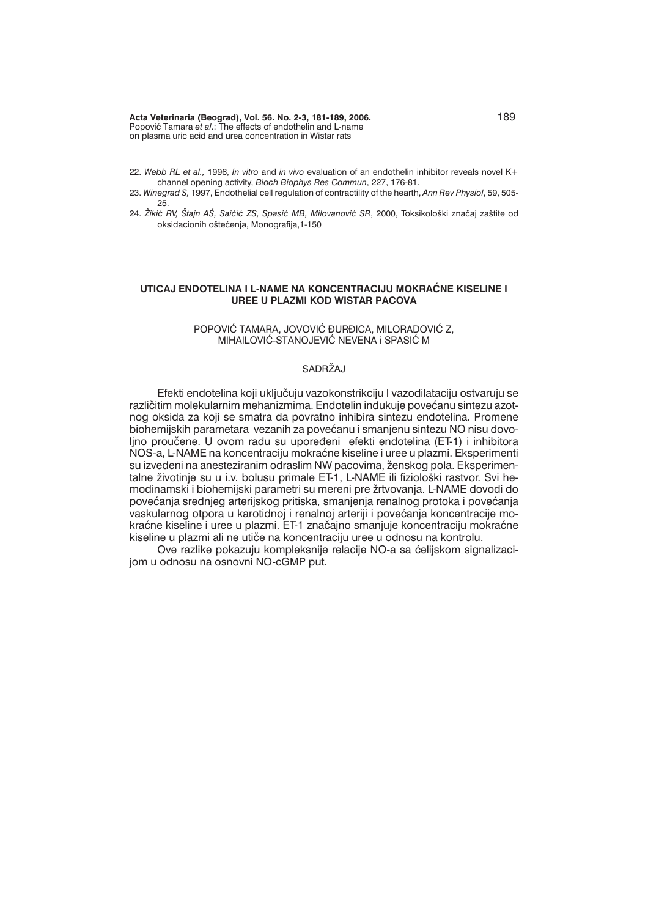22. *Webb RL et al.,* 1996, *In vitro* and *in vivo* evaluation of an endothelin inhibitor reveals novel K+ channel opening activity, *Bioch Biophys Res Commun*, 227, 176-81.
23. *Winegrad S,* 1997, Endothelial cell regulation of contractility of the hearth, *Ann Rev Physiol*, 59, 505-25.
24. *Žikić RV, Štajn AŠ, Saičić ZS, Spasić MB, Milovanović SR*, 2000, Toksikološki značaj zaštite od oksidacionih oštećenja, Monografija,1-150

## UTICAJ ENDOTELINA I L-NAME NA KONCENTRACIJU MOKRAĆNE KISELINE I UREE U PLAZMI KOD WISTAR PACOVA

POPOVIĆ TAMARA, JOVOVIĆ ĐURĐICA, MILORADOVIĆ Z, MIHAILOVIĆ-STANOJEVIĆ NEVENA i SPASIĆ M

### SADRŽAJ

Efekti endotelina koji uključuju vazokonstrikciju I vazodilataciju ostvaruju se različitim molekularnim mehanizmima. Endotelin indukuje povećanu sintezu azotnog oksida za koji se smatra da povratno inhibira sintezu endotelina. Promene biohemijskih parametara vezanih za povećanu i smanjenu sintezu NO nisu dovoljno proučene. U ovom radu su upoređeni efekti endotelina (ET-1) i inhibitora NOS-a, L-NAME na koncentraciju mokraćne kiseline i uree u plazmi. Eksperimenti su izvedeni na anesteziranim odraslim NW pacovima, ženskog pola. Eksperimentalne životinje su u i.v. bolusu primale ET-1, L-NAME ili fiziološki rastvor. Svi hemodinamski i biohemijski parametri su mereni pre žrtvovanja. L-NAME dovodi do povećanja srednjeg arterijskog pritiska, smanjenja renalnog protoka i povećanja vaskularnog otpora u karotidnoj i renalnoj arteriji i povećanja koncentracije mokraćne kiseline i uree u plazmi. ET-1 značajno smanjuje koncentraciju mokraćne kiseline u plazmi ali ne utiče na koncentraciju uree u odnosu na kontrolu.

Ove razlike pokazuju kompleksnije relacije NO-a sa ćelijskom signalizacijom u odnosu na osnovni NO-cGMP put.